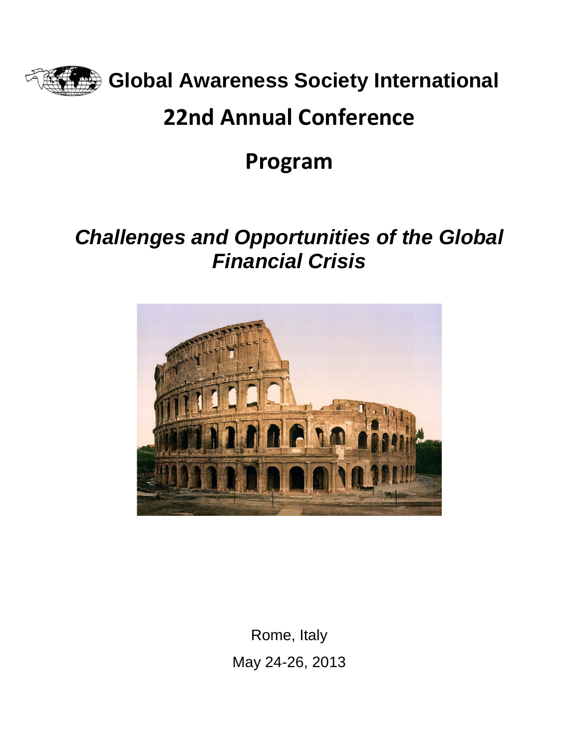# Global Awareness Society International

# 22nd Annual Conference

# Program

## *Challenges and Opportunities of the Global Financial Crisis*

Rome, Italy

May 24-26, 2013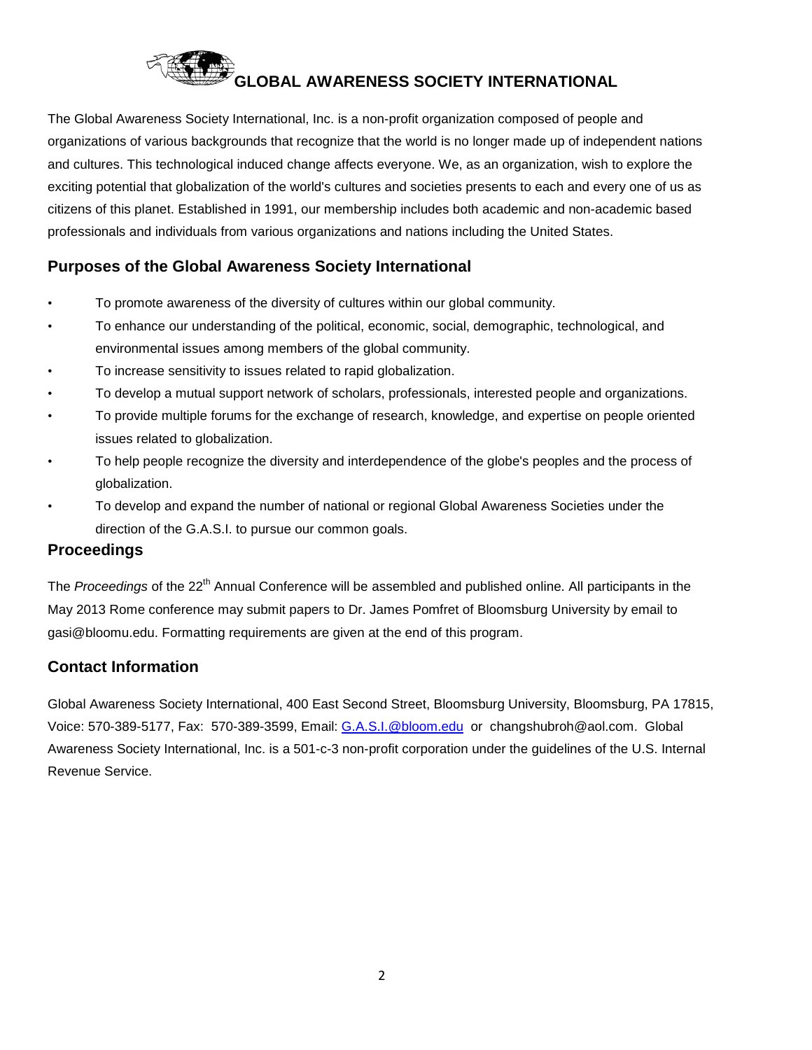# GLOBAL AWARENESS SOCIETY INTERNATIONAL

The Global Awareness Society International, Inc. is a non-profit organization composed of people and organizations of various backgrounds that recognize that the world is no longer made up of independent nations and cultures. This technological induced change affects everyone. We, as an organization, wish to explore the exciting potential that globalization of the world's cultures and societies presents to each and every one of us as citizens of this planet. Established in 1991, our membership includes both academic and non-academic based professionals and individuals from various organizations and nations including the United States.

## Purposes of the Global Awareness Society International

- To promote awareness of the diversity of cultures within our global community.
- To enhance our understanding of the political, economic, social, demographic, technological, and environmental issues among members of the global community.
- To increase sensitivity to issues related to rapid globalization.
- To develop a mutual support network of scholars, professionals, interested people and organizations.
- To provide multiple forums for the exchange of research, knowledge, and expertise on people oriented issues related to globalization.
- To help people recognize the diversity and interdependence of the globe's peoples and the process of globalization.
- To develop and expand the number of national or regional Global Awareness Societies under the direction of the G.A.S.I. to pursue our common goals.

## Proceedings

The *Proceedings* of the 22nd Annual Conference will be assembled and published online. All participants in the May 2013 Rome conference may submit papers to Dr. James Pomfret of Bloomsburg University by email to gasi@bloomu.edu. Formatting requirements are given at the end of this program.

## Contact Information

Global Awareness Society International, 400 East Second Street, Bloomsburg University, Bloomsburg, PA 17815, Voice: 570-389-5177, Fax: 570-389-3599, Email: G.A.S.I.@bloom.edu or changshubroh@aol.com. Global Awareness Society International, Inc. is a 501-c-3 non-profit corporation under the guidelines of the U.S. Internal Revenue Service.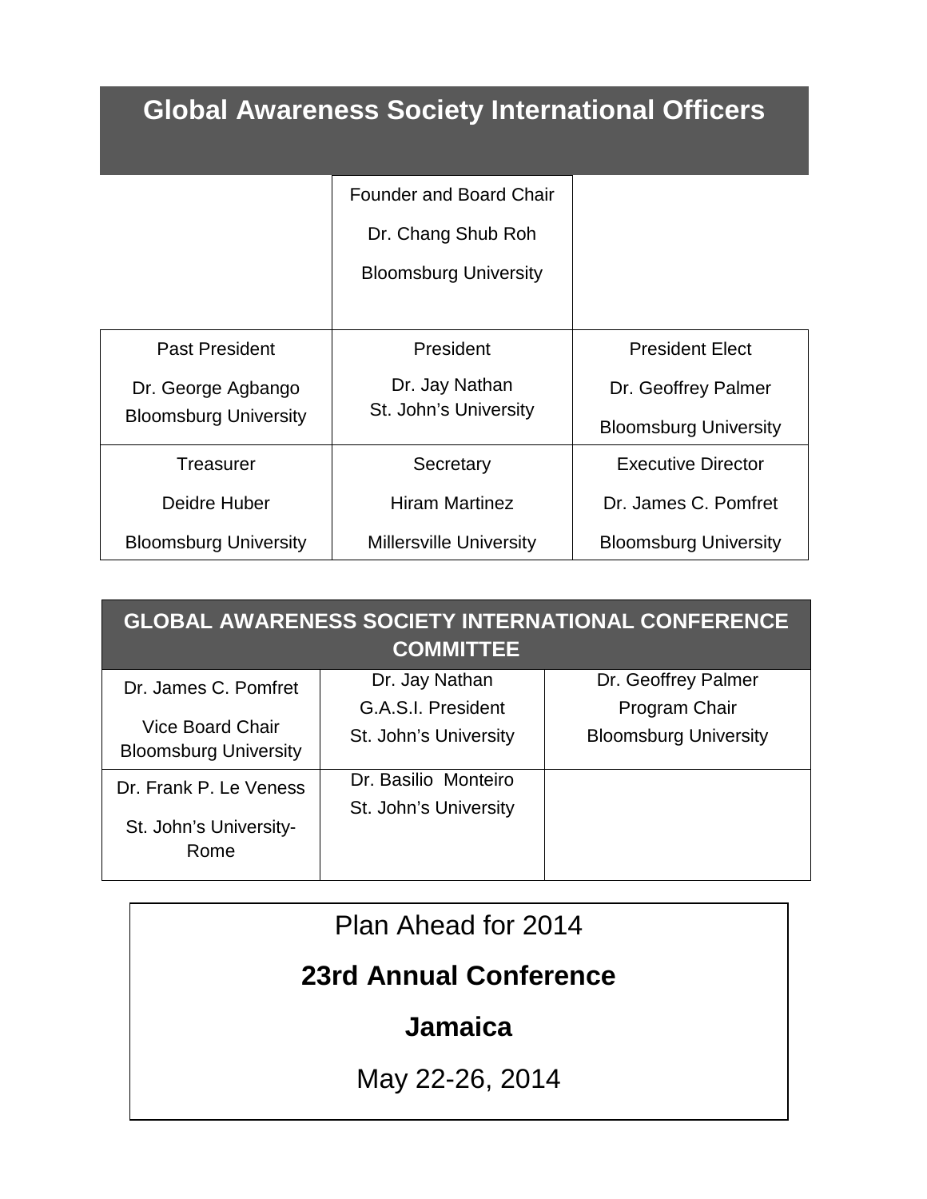## Global Awareness Society International Officers

| | | |
|---|---|---|
| | Founder and Board Chair<br>Dr. Chang Shub Roh<br>Bloomsburg University | |
| Past President<br>Dr. George Agbango<br>Bloomsburg University | President<br>Dr. Jay Nathan<br>St. John's University | President Elect<br>Dr. Geoffrey Palmer<br>Bloomsburg University |
| Treasurer<br>Deidre Huber<br>Bloomsburg University | Secretary<br>Hiram Martinez<br>Millersville University | Executive Director<br>Dr. James C. Pomfret<br>Bloomsburg University |

## GLOBAL AWARENESS SOCIETY INTERNATIONAL CONFERENCE COMMITTEE

| | | |
|---|---|---|
| Dr. James C. Pomfret<br>Vice Board Chair<br>Bloomsburg University | Dr. Jay Nathan<br>G.A.S.I. President<br>St. John's University | Dr. Geoffrey Palmer<br>Program Chair<br>Bloomsburg University |
| Dr. Frank P. Le Veness<br>St. John's University-Rome | Dr. Basilio Monteiro<br>St. John's University | |

Plan Ahead for 2014

**23rd Annual Conference**

**Jamaica**

May 22-26, 2014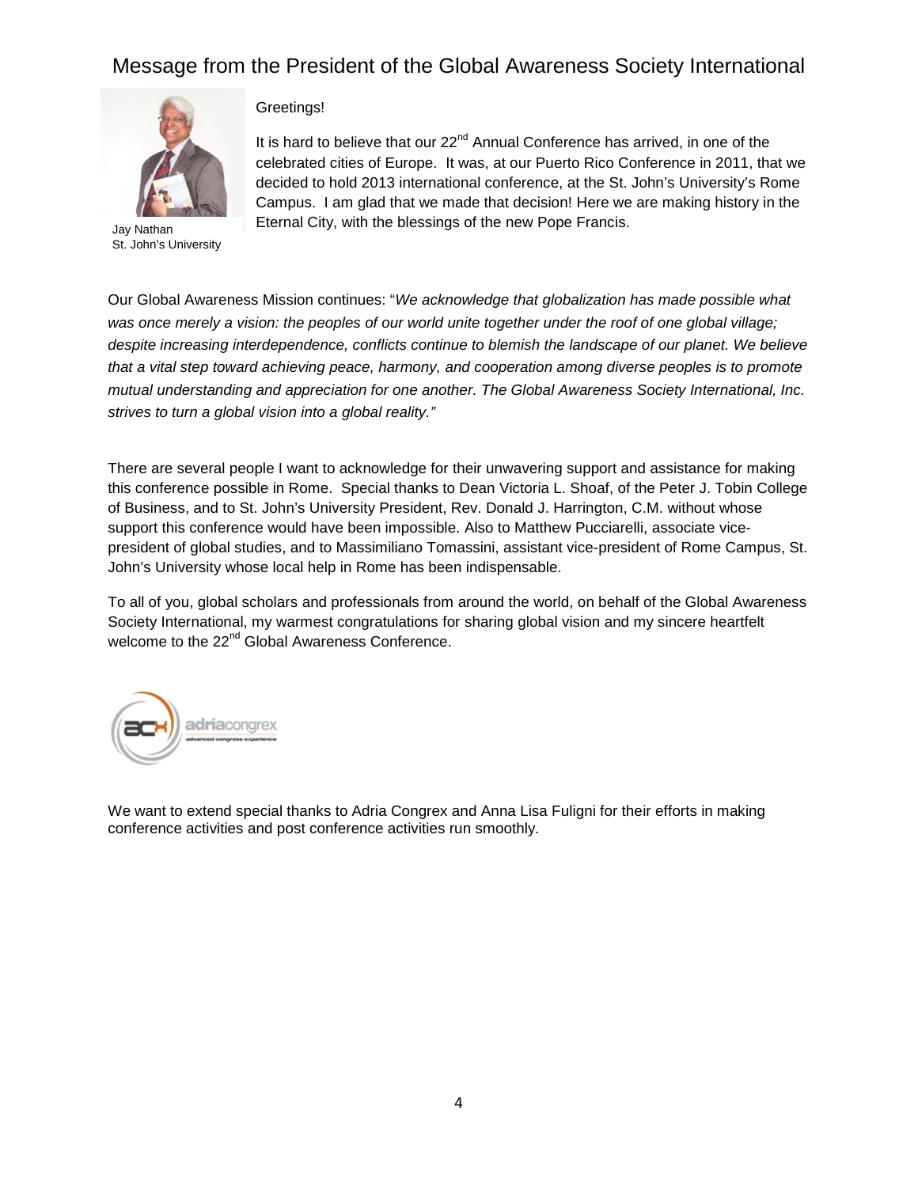# Message from the President of the Global Awareness Society International

Jay Nathan
St. John's University

Greetings!

It is hard to believe that our 22nd Annual Conference has arrived, in one of the celebrated cities of Europe. It was, at our Puerto Rico Conference in 2011, that we decided to hold 2013 international conference, at the St. John's University's Rome Campus. I am glad that we made that decision! Here we are making history in the Eternal City, with the blessings of the new Pope Francis.

Our Global Awareness Mission continues: "*We acknowledge that globalization has made possible what was once merely a vision: the peoples of our world unite together under the roof of one global village; despite increasing interdependence, conflicts continue to blemish the landscape of our planet. We believe that a vital step toward achieving peace, harmony, and cooperation among diverse peoples is to promote mutual understanding and appreciation for one another. The Global Awareness Society International, Inc. strives to turn a global vision into a global reality."*

There are several people I want to acknowledge for their unwavering support and assistance for making this conference possible in Rome. Special thanks to Dean Victoria L. Shoaf, of the Peter J. Tobin College of Business, and to St. John's University President, Rev. Donald J. Harrington, C.M. without whose support this conference would have been impossible. Also to Matthew Pucciarelli, associate vice-president of global studies, and to Massimiliano Tomassini, assistant vice-president of Rome Campus, St. John's University whose local help in Rome has been indispensable.

To all of you, global scholars and professionals from around the world, on behalf of the Global Awareness Society International, my warmest congratulations for sharing global vision and my sincere heartfelt welcome to the 22nd Global Awareness Conference.

adriacongrex
advanced congress experience

We want to extend special thanks to Adria Congrex and Anna Lisa Fuligni for their efforts in making conference activities and post conference activities run smoothly.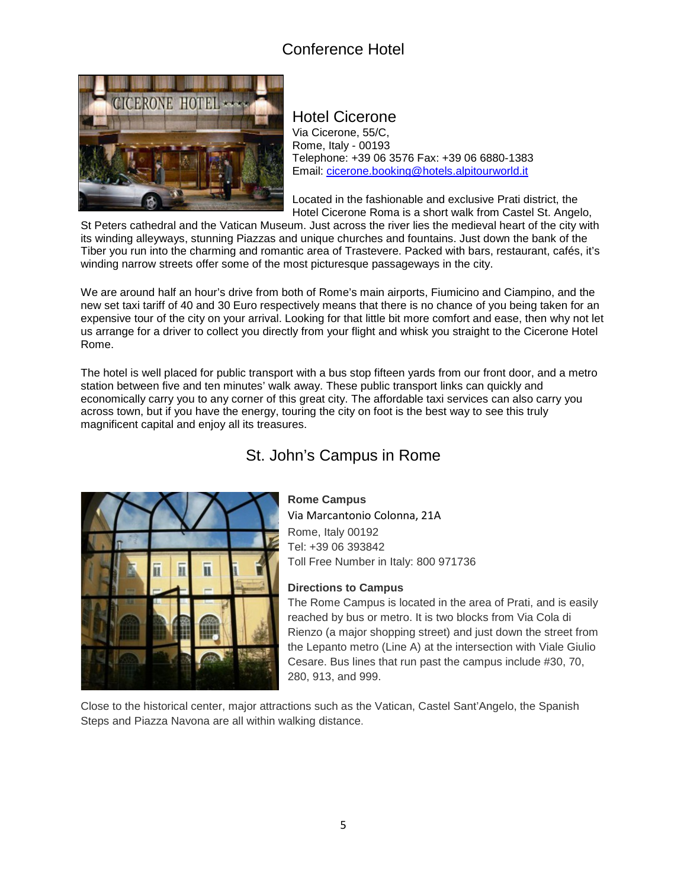# Conference Hotel

## Hotel Cicerone

Via Cicerone, 55/C,
Rome, Italy - 00193
Telephone: +39 06 3576 Fax: +39 06 6880-1383
Email: cicerone.booking@hotels.alpitourworld.it

Located in the fashionable and exclusive Prati district, the Hotel Cicerone Roma is a short walk from Castel St. Angelo, St Peters cathedral and the Vatican Museum. Just across the river lies the medieval heart of the city with its winding alleyways, stunning Piazzas and unique churches and fountains. Just down the bank of the Tiber you run into the charming and romantic area of Trastevere. Packed with bars, restaurant, cafés, it's winding narrow streets offer some of the most picturesque passageways in the city.

We are around half an hour's drive from both of Rome's main airports, Fiumicino and Ciampino, and the new set taxi tariff of 40 and 30 Euro respectively means that there is no chance of you being taken for an expensive tour of the city on your arrival. Looking for that little bit more comfort and ease, then why not let us arrange for a driver to collect you directly from your flight and whisk you straight to the Cicerone Hotel Rome.

The hotel is well placed for public transport with a bus stop fifteen yards from our front door, and a metro station between five and ten minutes' walk away. These public transport links can quickly and economically carry you to any corner of this great city. The affordable taxi services can also carry you across town, but if you have the energy, touring the city on foot is the best way to see this truly magnificent capital and enjoy all its treasures.

# St. John's Campus in Rome

**Rome Campus**
Via Marcantonio Colonna, 21A
Rome, Italy 00192
Tel: +39 06 393842
Toll Free Number in Italy: 800 971736

**Directions to Campus**
The Rome Campus is located in the area of Prati, and is easily reached by bus or metro. It is two blocks from Via Cola di Rienzo (a major shopping street) and just down the street from the Lepanto metro (Line A) at the intersection with Viale Giulio Cesare. Bus lines that run past the campus include #30, 70, 280, 913, and 999.

Close to the historical center, major attractions such as the Vatican, Castel Sant'Angelo, the Spanish Steps and Piazza Navona are all within walking distance.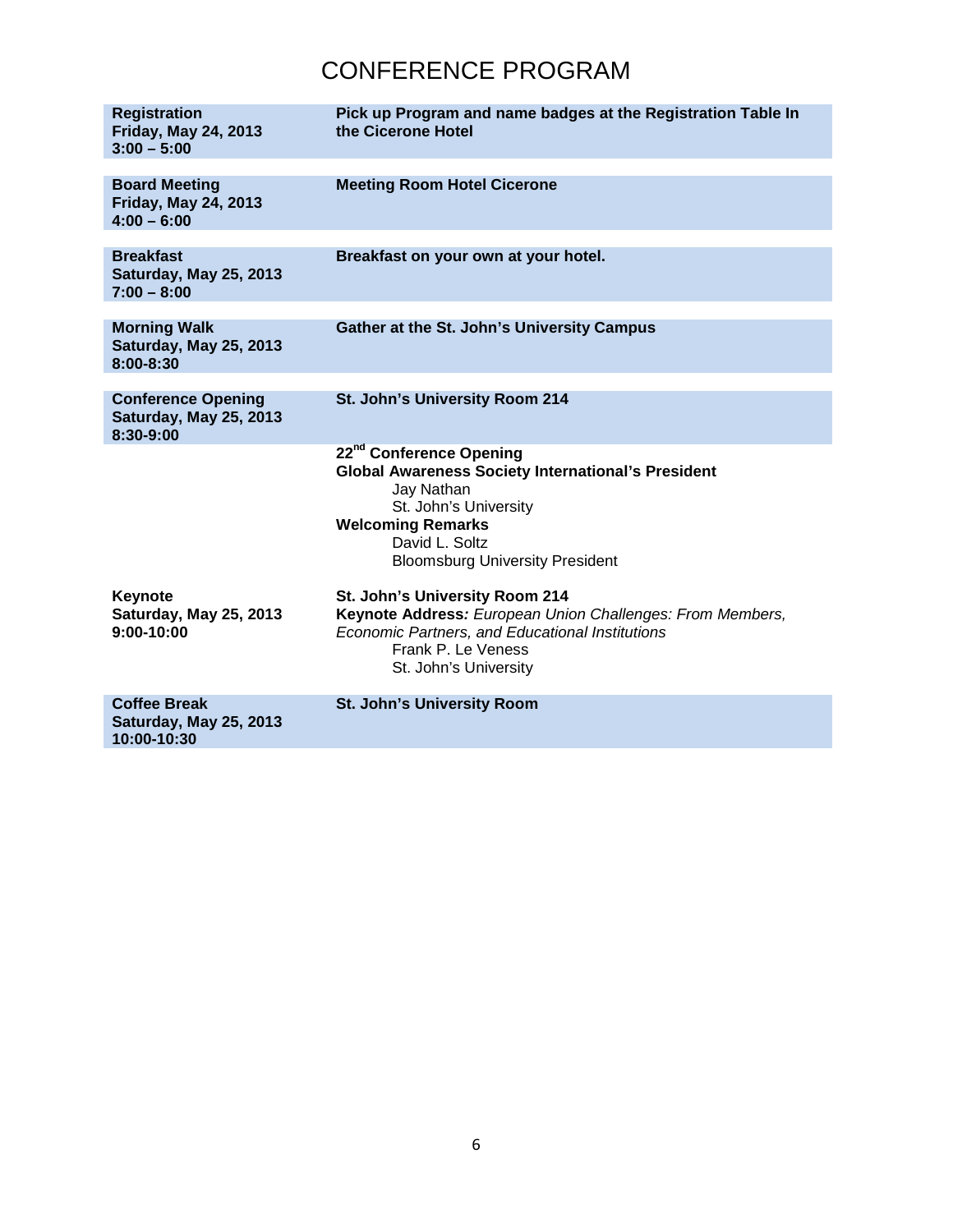# CONFERENCE PROGRAM

| | |
|---|---|
| **Registration**<br>**Friday, May 24, 2013**<br>**3:00 – 5:00** | **Pick up Program and name badges at the Registration Table In the Cicerone Hotel** |
| **Board Meeting**<br>**Friday, May 24, 2013**<br>**4:00 – 6:00** | **Meeting Room Hotel Cicerone** |
| **Breakfast**<br>**Saturday, May 25, 2013**<br>**7:00 – 8:00** | **Breakfast on your own at your hotel.** |
| **Morning Walk**<br>**Saturday, May 25, 2013**<br>**8:00-8:30** | **Gather at the St. John's University Campus** |
| **Conference Opening**<br>**Saturday, May 25, 2013**<br>**8:30-9:00** | **St. John's University Room 214** |
| | **22nd Conference Opening**<br>**Global Awareness Society International's President**<br>Jay Nathan<br>St. John's University<br>**Welcoming Remarks**<br>David L. Soltz<br>Bloomsburg University President |
| **Keynote**<br>**Saturday, May 25, 2013**<br>**9:00-10:00** | **St. John's University Room 214**<br>**Keynote Address:** *European Union Challenges: From Members, Economic Partners, and Educational Institutions*<br>Frank P. Le Veness<br>St. John's University |
| **Coffee Break**<br>**Saturday, May 25, 2013**<br>**10:00-10:30** | **St. John's University Room** |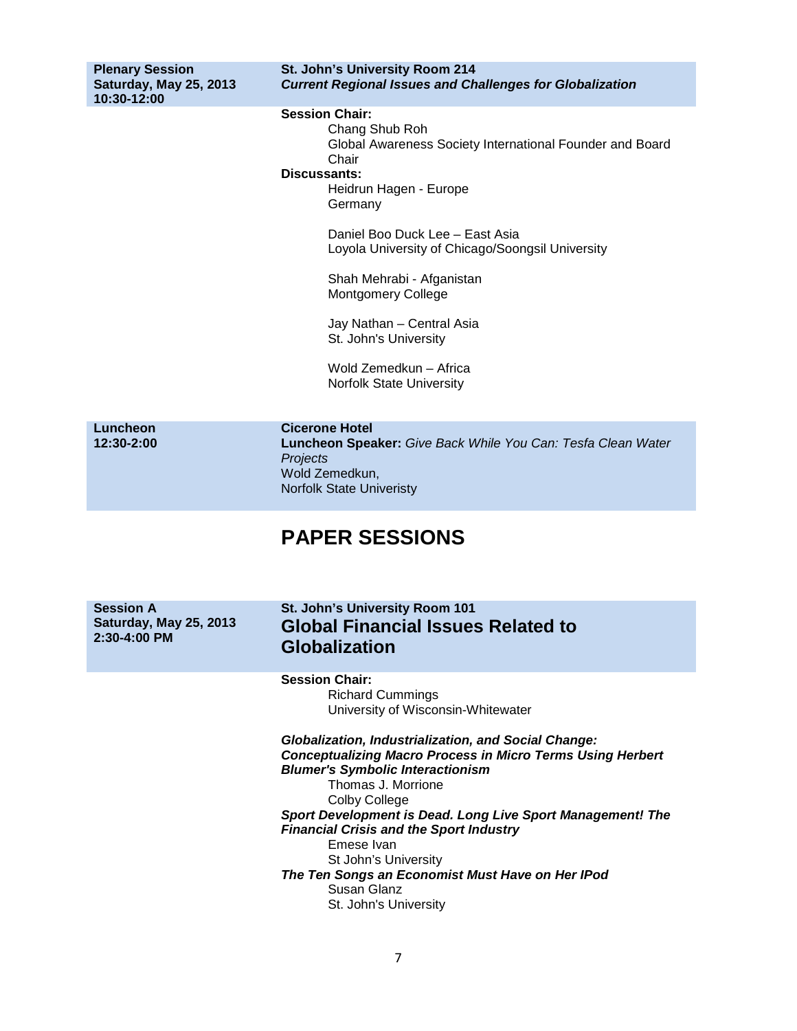**Plenary Session**
**Saturday, May 25, 2013**
**10:30-12:00**

**St. John's University Room 214**
***Current Regional Issues and Challenges for Globalization***

**Session Chair:**

Chang Shub Roh
Global Awareness Society International Founder and Board Chair

**Discussants:**

Heidrun Hagen - Europe
Germany

Daniel Boo Duck Lee – East Asia
Loyola University of Chicago/Soongsil University

Shah Mehrabi - Afganistan
Montgomery College

Jay Nathan – Central Asia
St. John's University

Wold Zemedkun – Africa
Norfolk State University

**Luncheon**
**12:30-2:00**

**Cicerone Hotel**
**Luncheon Speaker:** *Give Back While You Can: Tesfa Clean Water Projects*
Wold Zemedkun,
Norfolk State Univeristy

# PAPER SESSIONS

**Session A**
**Saturday, May 25, 2013**
**2:30-4:00 PM**

**St. John's University Room 101**

## Global Financial Issues Related to Globalization

**Session Chair:**

Richard Cummings
University of Wisconsin-Whitewater

***Globalization, Industrialization, and Social Change: Conceptualizing Macro Process in Micro Terms Using Herbert Blumer's Symbolic Interactionism***
Thomas J. Morrione
Colby College

***Sport Development is Dead. Long Live Sport Management! The Financial Crisis and the Sport Industry***
Emese Ivan
St John's University

***The Ten Songs an Economist Must Have on Her IPod***
Susan Glanz
St. John's University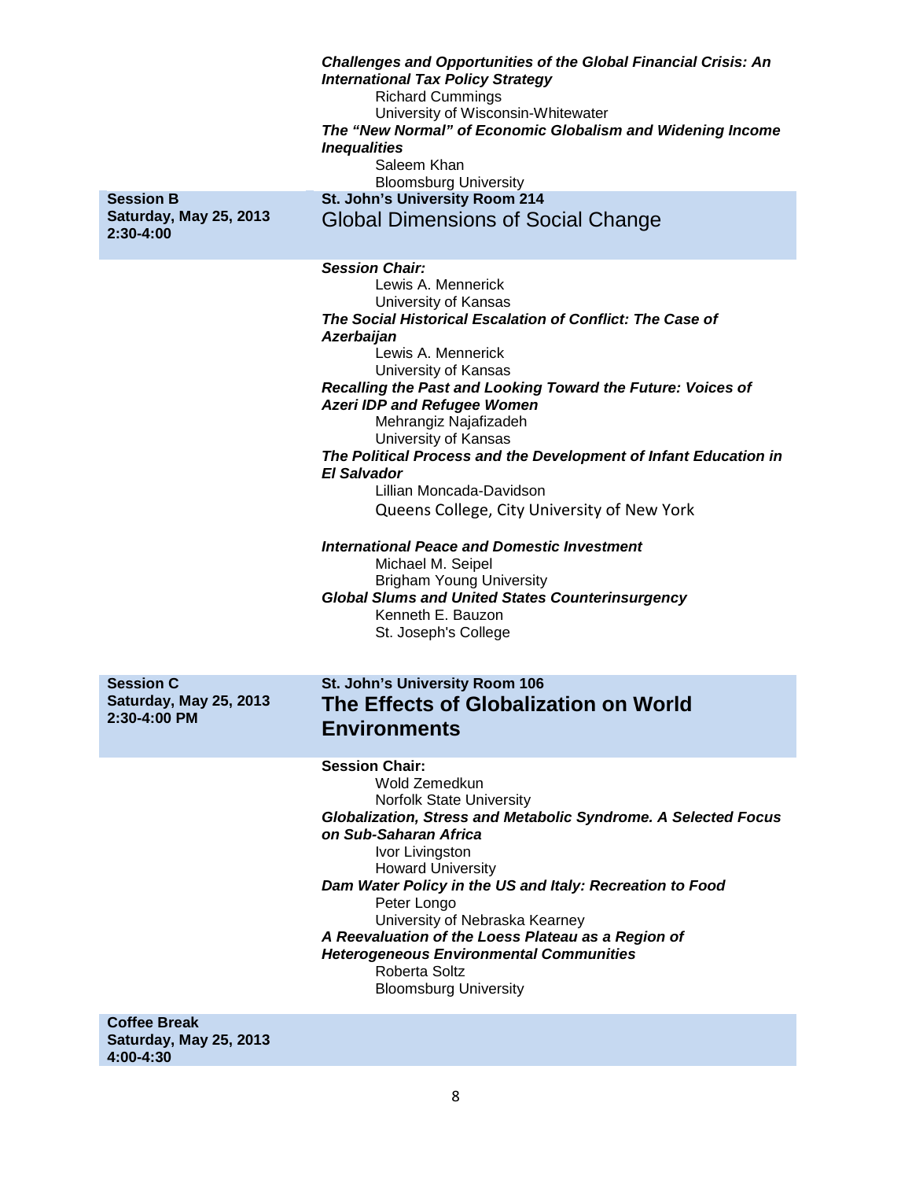***Challenges and Opportunities of the Global Financial Crisis: An International Tax Policy Strategy***
Richard Cummings
University of Wisconsin-Whitewater

***The "New Normal" of Economic Globalism and Widening Income Inequalities***
Saleem Khan
Bloomsburg University

**Session B**
**Saturday, May 25, 2013**
**2:30-4:00**

**St. John's University Room 214**

## Global Dimensions of Social Change

***Session Chair:***
Lewis A. Mennerick
University of Kansas

***The Social Historical Escalation of Conflict: The Case of Azerbaijan***
Lewis A. Mennerick
University of Kansas

***Recalling the Past and Looking Toward the Future: Voices of Azeri IDP and Refugee Women***
Mehrangiz Najafizadeh
University of Kansas

***The Political Process and the Development of Infant Education in El Salvador***
Lillian Moncada-Davidson
Queens College, City University of New York

***International Peace and Domestic Investment***
Michael M. Seipel
Brigham Young University

***Global Slums and United States Counterinsurgency***
Kenneth E. Bauzon
St. Joseph's College

**Session C**
**Saturday, May 25, 2013**
**2:30-4:00 PM**

**St. John's University Room 106**

## The Effects of Globalization on World Environments

**Session Chair:**
Wold Zemedkun
Norfolk State University

***Globalization, Stress and Metabolic Syndrome. A Selected Focus on Sub-Saharan Africa***
Ivor Livingston
Howard University

***Dam Water Policy in the US and Italy: Recreation to Food***
Peter Longo
University of Nebraska Kearney

***A Reevaluation of the Loess Plateau as a Region of Heterogeneous Environmental Communities***
Roberta Soltz
Bloomsburg University

**Coffee Break**
**Saturday, May 25, 2013**
**4:00-4:30**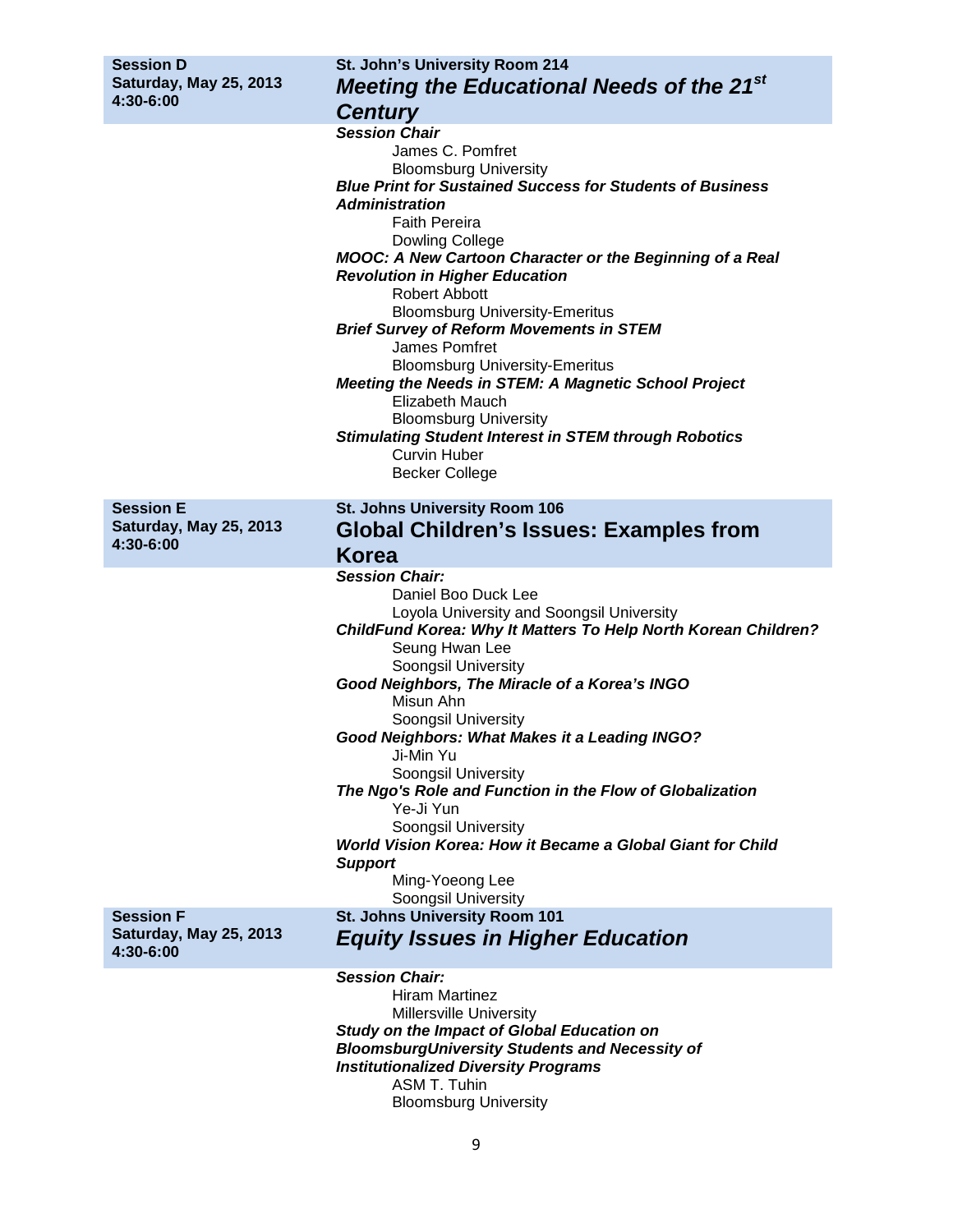**Session D**
**Saturday, May 25, 2013**
**4:30-6:00**

**St. John's University Room 214**

## *Meeting the Educational Needs of the 21st Century*

***Session Chair***

James C. Pomfret
Bloomsburg University

***Blue Print for Sustained Success for Students of Business Administration***

Faith Pereira
Dowling College

***MOOC: A New Cartoon Character or the Beginning of a Real Revolution in Higher Education***

Robert Abbott
Bloomsburg University-Emeritus

***Brief Survey of Reform Movements in STEM***

James Pomfret
Bloomsburg University-Emeritus

***Meeting the Needs in STEM: A Magnetic School Project***

Elizabeth Mauch
Bloomsburg University

***Stimulating Student Interest in STEM through Robotics***

Curvin Huber
Becker College

**Session E**
**Saturday, May 25, 2013**
**4:30-6:00**

**St. Johns University Room 106**

## Global Children's Issues: Examples from Korea

***Session Chair:***

Daniel Boo Duck Lee
Loyola University and Soongsil University

***ChildFund Korea: Why It Matters To Help North Korean Children?***

Seung Hwan Lee
Soongsil University

***Good Neighbors, The Miracle of a Korea's INGO***

Misun Ahn
Soongsil University

***Good Neighbors: What Makes it a Leading INGO?***

Ji-Min Yu
Soongsil University

***The Ngo's Role and Function in the Flow of Globalization***

Ye-Ji Yun
Soongsil University

***World Vision Korea: How it Became a Global Giant for Child Support***

Ming-Yoeong Lee
Soongsil University

**Session F**
**Saturday, May 25, 2013**
**4:30-6:00**

**St. Johns University Room 101**

## *Equity Issues in Higher Education*

***Session Chair:***

Hiram Martinez
Millersville University

***Study on the Impact of Global Education on BloomsburgUniversity Students and Necessity of Institutionalized Diversity Programs***

ASM T. Tuhin
Bloomsburg University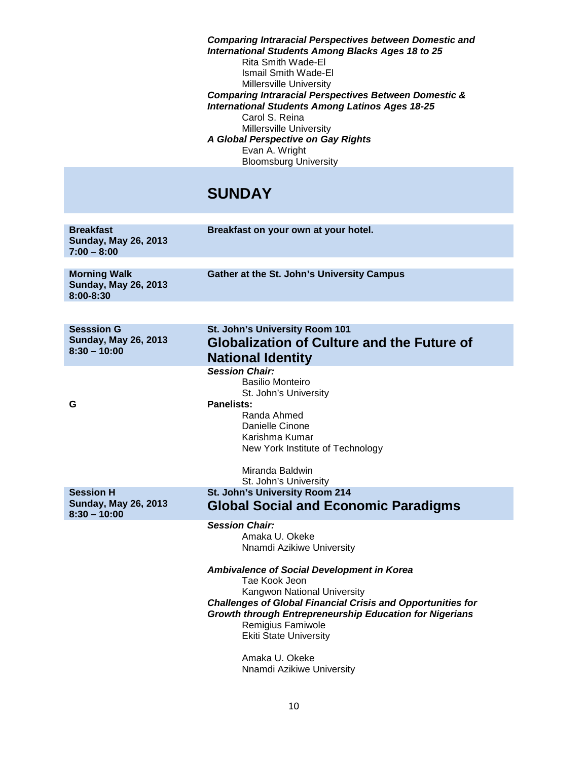***Comparing Intraracial Perspectives between Domestic and International Students Among Blacks Ages 18 to 25***
Rita Smith Wade-El
Ismail Smith Wade-El
Millersville University

***Comparing Intraracial Perspectives Between Domestic & International Students Among Latinos Ages 18-25***
Carol S. Reina
Millersville University

***A Global Perspective on Gay Rights***
Evan A. Wright
Bloomsburg University

# SUNDAY

**Breakfast**
**Sunday, May 26, 2013**
**7:00 – 8:00**

**Breakfast on your own at your hotel.**

**Morning Walk**
**Sunday, May 26, 2013**
**8:00-8:30**

**Gather at the St. John's University Campus**

**Sesssion G**
**Sunday, May 26, 2013**
**8:30 – 10:00**

**St. John's University Room 101**

## Globalization of Culture and the Future of National Identity

**G**

***Session Chair:***
Basilio Monteiro
St. John's University

**Panelists:**
Randa Ahmed
Danielle Cinone
Karishma Kumar
New York Institute of Technology

Miranda Baldwin
St. John's University

**Session H**
**Sunday, May 26, 2013**
**8:30 – 10:00**

**St. John's University Room 214**

## Global Social and Economic Paradigms

***Session Chair:***
Amaka U. Okeke
Nnamdi Azikiwe University

***Ambivalence of Social Development in Korea***
Tae Kook Jeon
Kangwon National University

***Challenges of Global Financial Crisis and Opportunities for Growth through Entrepreneurship Education for Nigerians***
Remigius Famiwole
Ekiti State University

Amaka U. Okeke
Nnamdi Azikiwe University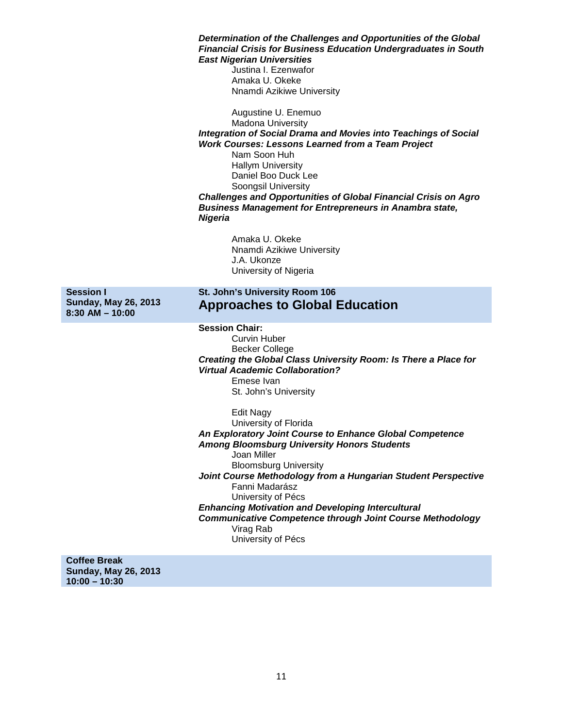***Determination of the Challenges and Opportunities of the Global Financial Crisis for Business Education Undergraduates in South East Nigerian Universities***

Justina I. Ezenwafor
Amaka U. Okeke
Nnamdi Azikiwe University

Augustine U. Enemuo
Madona University

***Integration of Social Drama and Movies into Teachings of Social Work Courses: Lessons Learned from a Team Project***

Nam Soon Huh
Hallym University
Daniel Boo Duck Lee
Soongsil University

***Challenges and Opportunities of Global Financial Crisis on Agro Business Management for Entrepreneurs in Anambra state, Nigeria***

Amaka U. Okeke
Nnamdi Azikiwe University
J.A. Ukonze
University of Nigeria

**Session I**
**Sunday, May 26, 2013**
**8:30 AM – 10:00**

**St. John's University Room 106**

## Approaches to Global Education

**Session Chair:**

Curvin Huber
Becker College

***Creating the Global Class University Room: Is There a Place for Virtual Academic Collaboration?***

Emese Ivan
St. John's University

Edit Nagy
University of Florida

***An Exploratory Joint Course to Enhance Global Competence Among Bloomsburg University Honors Students***

Joan Miller
Bloomsburg University

***Joint Course Methodology from a Hungarian Student Perspective***

Fanni Madarász
University of Pécs

***Enhancing Motivation and Developing Intercultural Communicative Competence through Joint Course Methodology***

Virag Rab
University of Pécs

**Coffee Break**
**Sunday, May 26, 2013**
**10:00 – 10:30**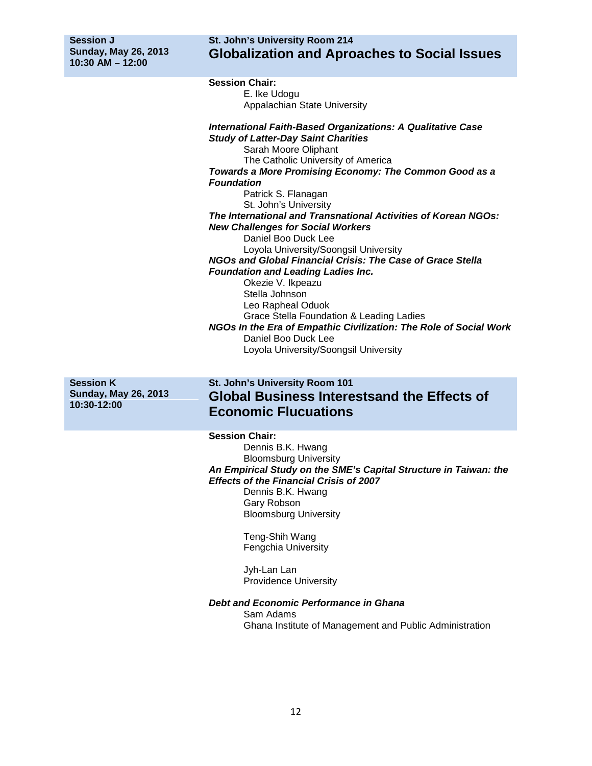**Session J**
**Sunday, May 26, 2013**
**10:30 AM – 12:00**

**St. John's University Room 214**

## Globalization and Aproaches to Social Issues

**Session Chair:**
E. Ike Udogu
Appalachian State University

***International Faith-Based Organizations: A Qualitative Case Study of Latter-Day Saint Charities***
Sarah Moore Oliphant
The Catholic University of America

***Towards a More Promising Economy: The Common Good as a Foundation***
Patrick S. Flanagan
St. John's University

***The International and Transnational Activities of Korean NGOs: New Challenges for Social Workers***
Daniel Boo Duck Lee
Loyola University/Soongsil University

***NGOs and Global Financial Crisis: The Case of Grace Stella Foundation and Leading Ladies Inc.***
Okezie V. Ikpeazu
Stella Johnson
Leo Rapheal Oduok
Grace Stella Foundation & Leading Ladies

***NGOs In the Era of Empathic Civilization: The Role of Social Work***
Daniel Boo Duck Lee
Loyola University/Soongsil University

**Session K**
**Sunday, May 26, 2013**
**10:30-12:00**

**St. John's University Room 101**

## Global Business Interestsand the Effects of Economic Flucuations

**Session Chair:**
Dennis B.K. Hwang
Bloomsburg University

***An Empirical Study on the SME's Capital Structure in Taiwan: the Effects of the Financial Crisis of 2007***
Dennis B.K. Hwang
Gary Robson
Bloomsburg University

Teng-Shih Wang
Fengchia University

Jyh-Lan Lan
Providence University

***Debt and Economic Performance in Ghana***
Sam Adams
Ghana Institute of Management and Public Administration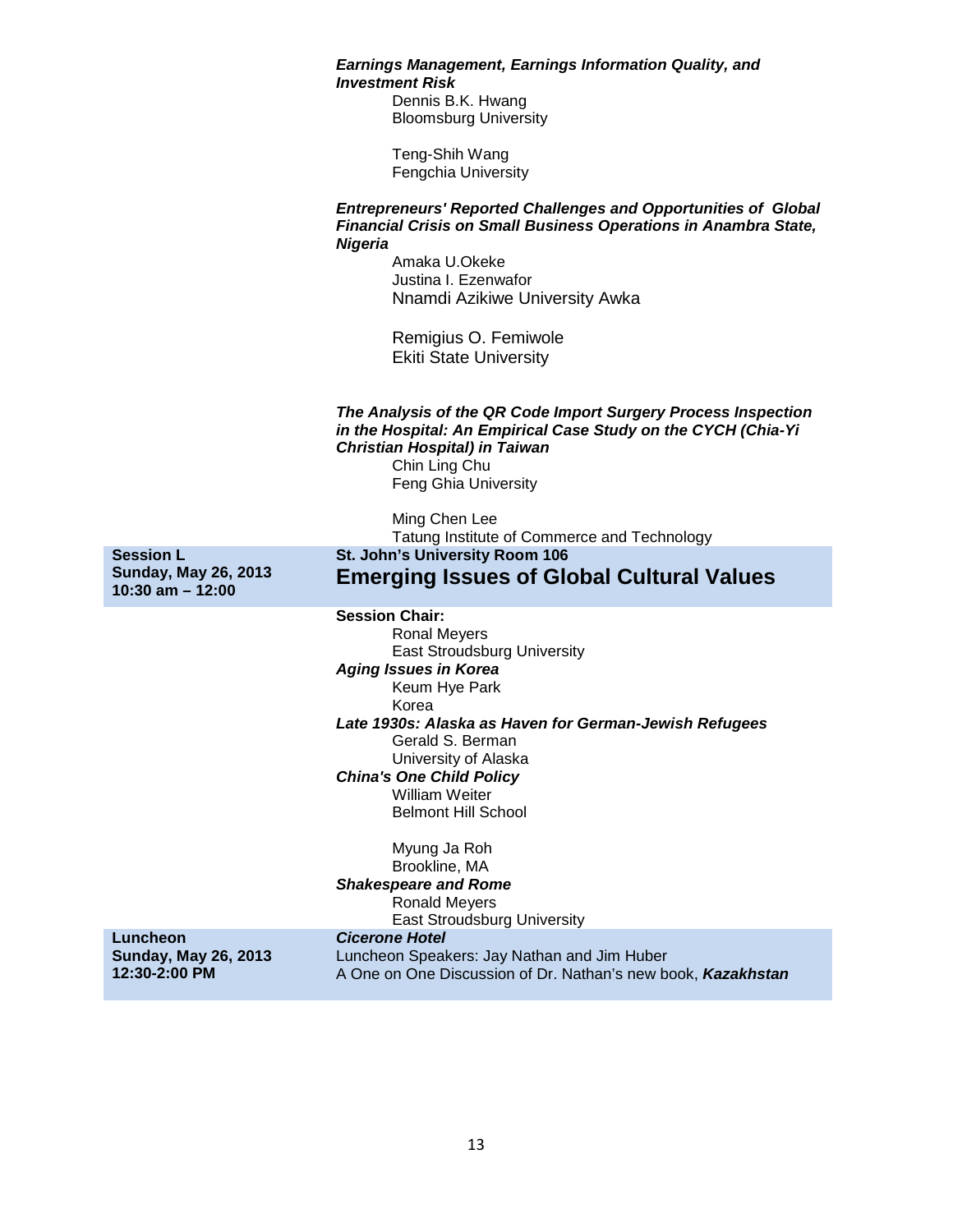***Earnings Management, Earnings Information Quality, and Investment Risk***

Dennis B.K. Hwang
Bloomsburg University

Teng-Shih Wang
Fengchia University

***Entrepreneurs' Reported Challenges and Opportunities of Global Financial Crisis on Small Business Operations in Anambra State, Nigeria***

Amaka U.Okeke
Justina I. Ezenwafor
Nnamdi Azikiwe University Awka

Remigius O. Femiwole
Ekiti State University

***The Analysis of the QR Code Import Surgery Process Inspection in the Hospital: An Empirical Case Study on the CYCH (Chia-Yi Christian Hospital) in Taiwan***

Chin Ling Chu
Feng Ghia University

Ming Chen Lee
Tatung Institute of Commerce and Technology

**Session L**
**Sunday, May 26, 2013**
**10:30 am – 12:00**

**St. John's University Room 106**

## Emerging Issues of Global Cultural Values

**Session Chair:**

Ronal Meyers
East Stroudsburg University

***Aging Issues in Korea***

Keum Hye Park
Korea

***Late 1930s: Alaska as Haven for German-Jewish Refugees***

Gerald S. Berman
University of Alaska

***China's One Child Policy***

William Weiter
Belmont Hill School

Myung Ja Roh
Brookline, MA

***Shakespeare and Rome***

Ronald Meyers
East Stroudsburg University

**Luncheon**
**Sunday, May 26, 2013**
**12:30-2:00 PM**

***Cicerone Hotel***

Luncheon Speakers: Jay Nathan and Jim Huber
A One on One Discussion of Dr. Nathan's new book, ***Kazakhstan***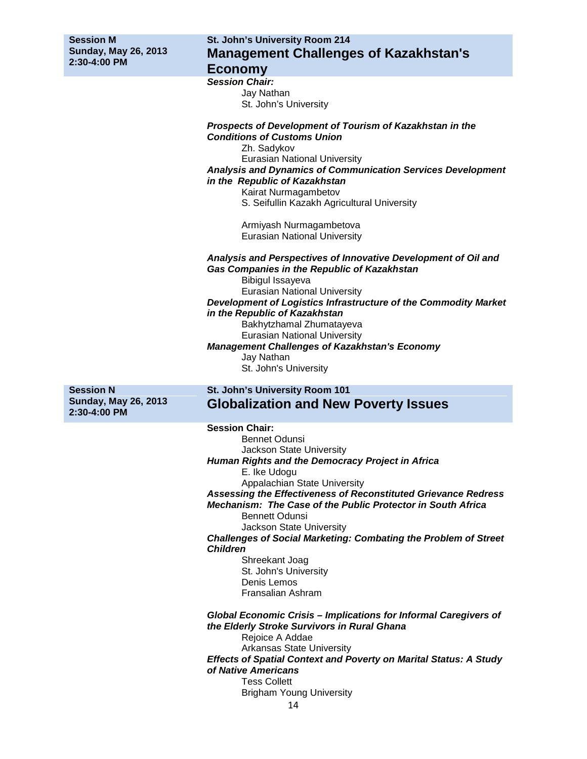**Session M**
**Sunday, May 26, 2013**
**2:30-4:00 PM**

**St. John's University Room 214**

## Management Challenges of Kazakhstan's Economy

***Session Chair:***
Jay Nathan
St. John's University

***Prospects of Development of Tourism of Kazakhstan in the Conditions of Customs Union***
Zh. Sadykov
Eurasian National University

***Analysis and Dynamics of Communication Services Development in the Republic of Kazakhstan***
Kairat Nurmagambetov
S. Seifullin Kazakh Agricultural University

Armiyash Nurmagambetova
Eurasian National University

***Analysis and Perspectives of Innovative Development of Oil and Gas Companies in the Republic of Kazakhstan***
Bibigul Issayeva
Eurasian National University

***Development of Logistics Infrastructure of the Commodity Market in the Republic of Kazakhstan***
Bakhytzhamal Zhumatayeva
Eurasian National University

***Management Challenges of Kazakhstan's Economy***
Jay Nathan
St. John's University

**Session N**
**Sunday, May 26, 2013**
**2:30-4:00 PM**

**St. John's University Room 101**

## Globalization and New Poverty Issues

**Session Chair:**
Bennet Odunsi
Jackson State University

***Human Rights and the Democracy Project in Africa***
E. Ike Udogu
Appalachian State University

***Assessing the Effectiveness of Reconstituted Grievance Redress Mechanism: The Case of the Public Protector in South Africa***
Bennett Odunsi
Jackson State University

***Challenges of Social Marketing: Combating the Problem of Street Children***
Shreekant Joag
St. John's University
Denis Lemos
Fransalian Ashram

***Global Economic Crisis – Implications for Informal Caregivers of the Elderly Stroke Survivors in Rural Ghana***
Rejoice A Addae
Arkansas State University

***Effects of Spatial Context and Poverty on Marital Status: A Study of Native Americans***
Tess Collett
Brigham Young University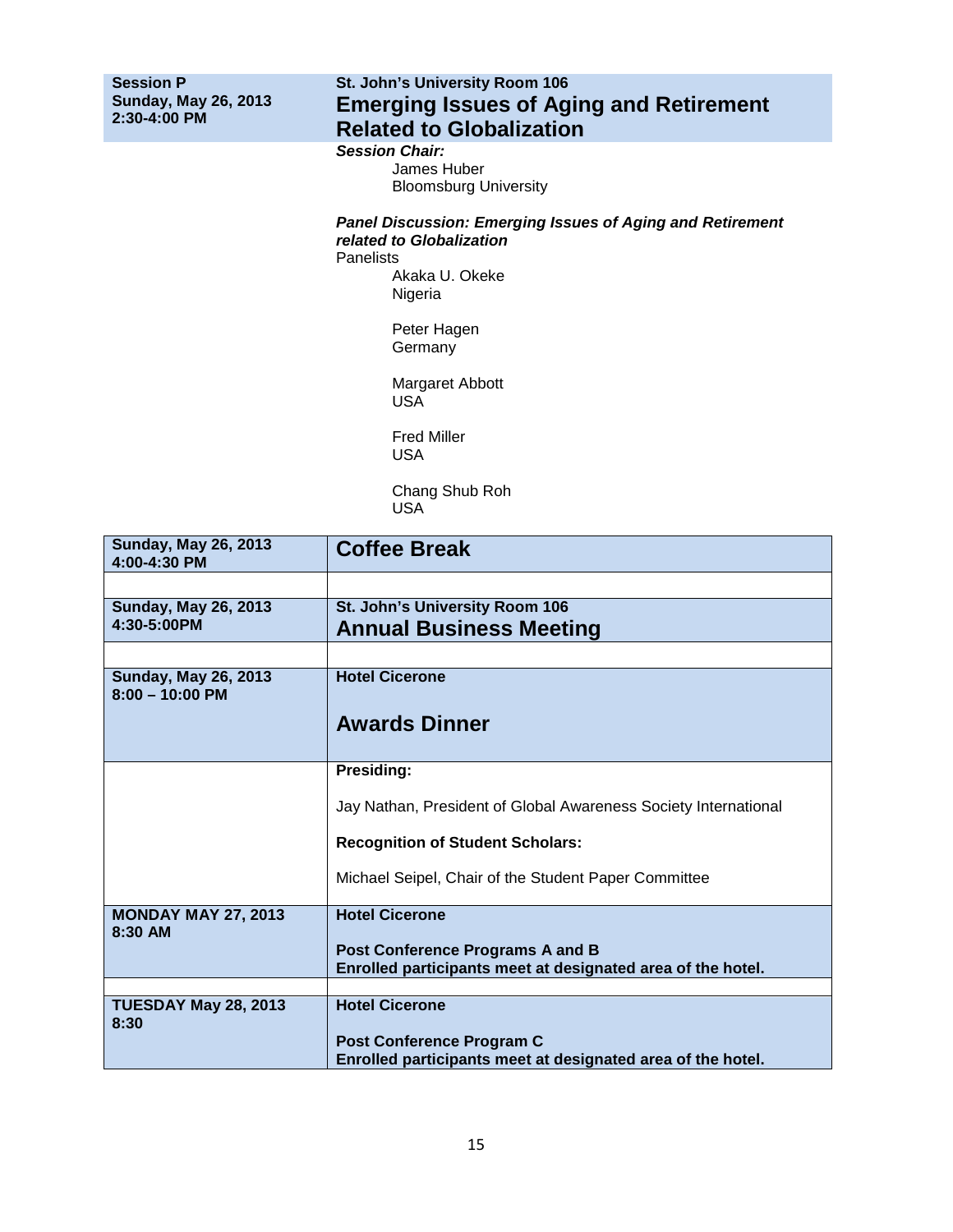**Session P**
**Sunday, May 26, 2013**
**2:30-4:00 PM**

**St. John's University Room 106**

## Emerging Issues of Aging and Retirement Related to Globalization

***Session Chair:***

James Huber
Bloomsburg University

***Panel Discussion: Emerging Issues of Aging and Retirement related to Globalization***

Panelists

Akaka U. Okeke
Nigeria

Peter Hagen
Germany

Margaret Abbott
USA

Fred Miller
USA

Chang Shub Roh
USA

| | |
|---|---|
| **Sunday, May 26, 2013 4:00-4:30 PM** | **Coffee Break** |
| | |
| **Sunday, May 26, 2013 4:30-5:00PM** | **St. John's University Room 106** **Annual Business Meeting** |
| | |
| **Sunday, May 26, 2013 8:00 – 10:00 PM** | **Hotel Cicerone** **Awards Dinner** |
| | **Presiding:** Jay Nathan, President of Global Awareness Society International **Recognition of Student Scholars:** Michael Seipel, Chair of the Student Paper Committee |
| **MONDAY MAY 27, 2013 8:30 AM** | **Hotel Cicerone** **Post Conference Programs A and B** **Enrolled participants meet at designated area of the hotel.** |
| | |
| **TUESDAY May 28, 2013 8:30** | **Hotel Cicerone** **Post Conference Program C** **Enrolled participants meet at designated area of the hotel.** |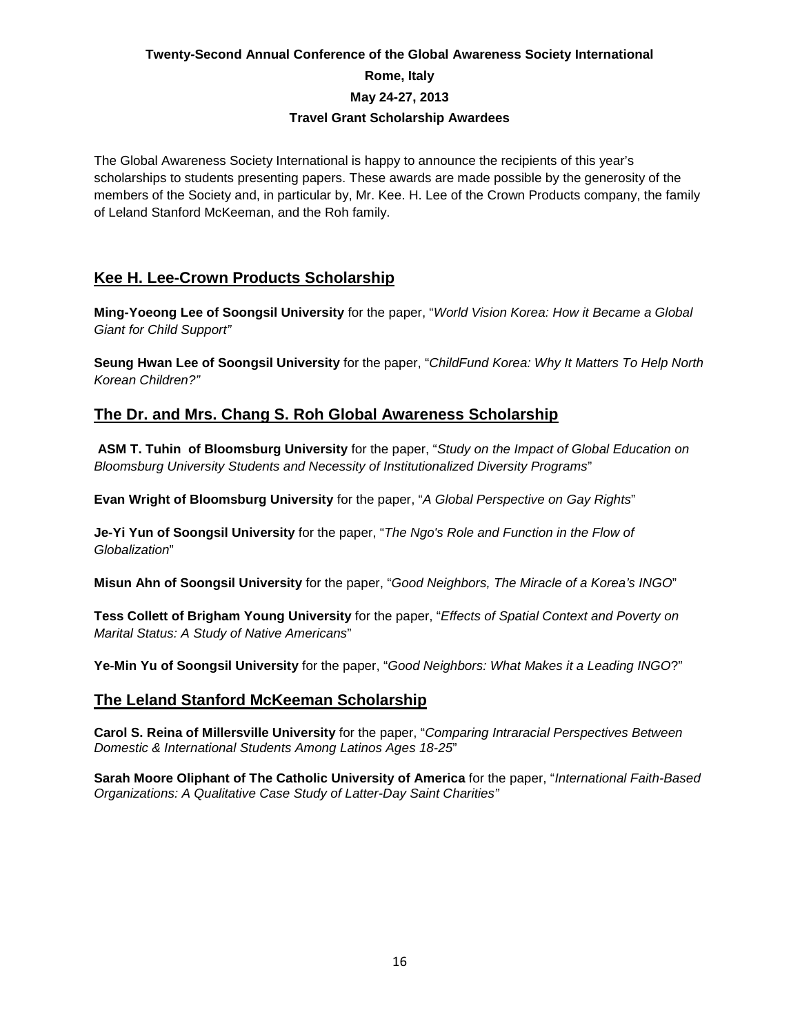**Twenty-Second Annual Conference of the Global Awareness Society International**

**Rome, Italy**

**May 24-27, 2013**

**Travel Grant Scholarship Awardees**

The Global Awareness Society International is happy to announce the recipients of this year's scholarships to students presenting papers. These awards are made possible by the generosity of the members of the Society and, in particular by, Mr. Kee. H. Lee of the Crown Products company, the family of Leland Stanford McKeeman, and the Roh family.

## Kee H. Lee-Crown Products Scholarship

**Ming-Yoeong Lee of Soongsil University** for the paper, "*World Vision Korea: How it Became a Global Giant for Child Support"*

**Seung Hwan Lee of Soongsil University** for the paper, "*ChildFund Korea: Why It Matters To Help North Korean Children?"*

## The Dr. and Mrs. Chang S. Roh Global Awareness Scholarship

**ASM T. Tuhin of Bloomsburg University** for the paper, "*Study on the Impact of Global Education on Bloomsburg University Students and Necessity of Institutionalized Diversity Programs*"

**Evan Wright of Bloomsburg University** for the paper, "*A Global Perspective on Gay Rights*"

**Je-Yi Yun of Soongsil University** for the paper, "*The Ngo's Role and Function in the Flow of Globalization*"

**Misun Ahn of Soongsil University** for the paper, "*Good Neighbors, The Miracle of a Korea's INGO*"

**Tess Collett of Brigham Young University** for the paper, "*Effects of Spatial Context and Poverty on Marital Status: A Study of Native Americans*"

**Ye-Min Yu of Soongsil University** for the paper, "*Good Neighbors: What Makes it a Leading INGO*?"

## The Leland Stanford McKeeman Scholarship

**Carol S. Reina of Millersville University** for the paper, "*Comparing Intraracial Perspectives Between Domestic & International Students Among Latinos Ages 18-25*"

**Sarah Moore Oliphant of The Catholic University of America** for the paper, "*International Faith-Based Organizations: A Qualitative Case Study of Latter-Day Saint Charities"*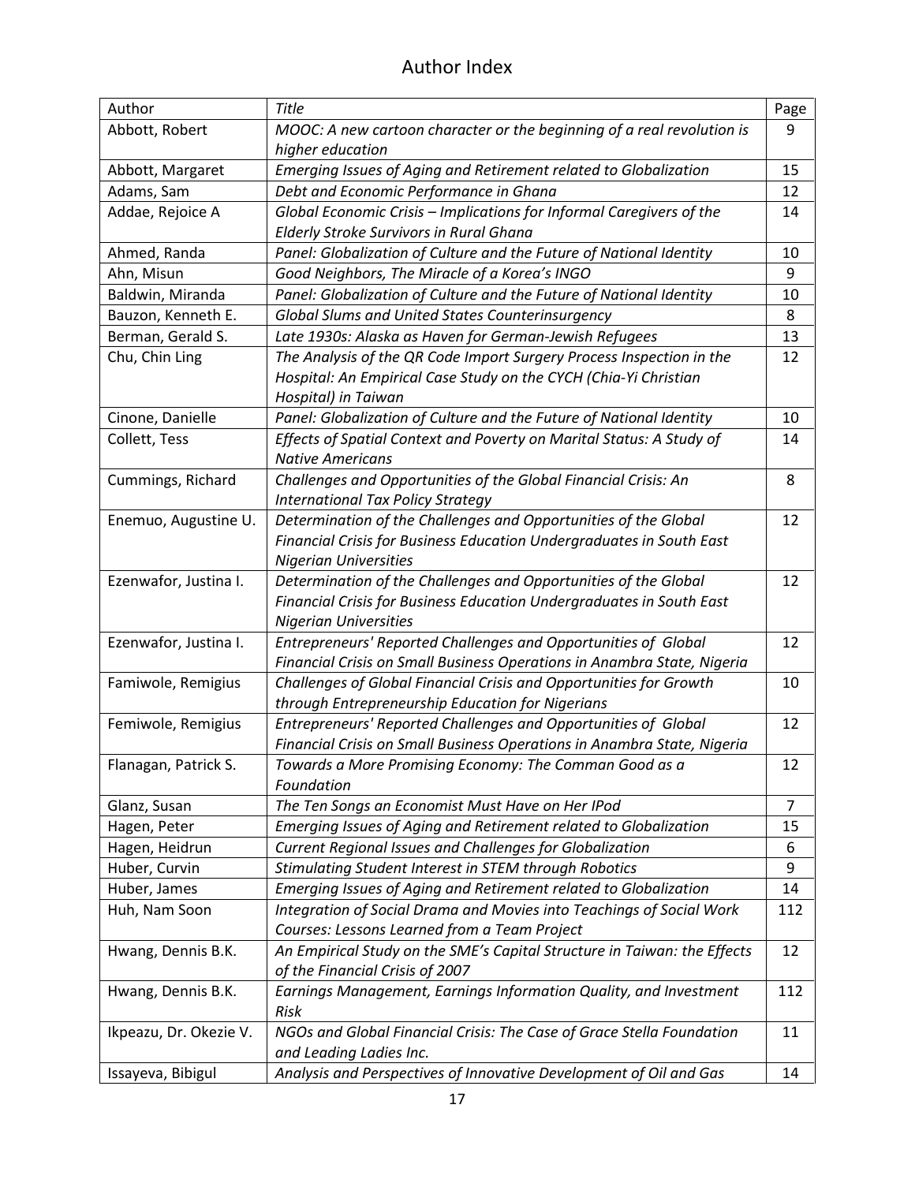# Author Index

| Author | *Title* | Page |
|---|---|---|
| Abbott, Robert | *MOOC: A new cartoon character or the beginning of a real revolution is higher education* | 9 |
| Abbott, Margaret | *Emerging Issues of Aging and Retirement related to Globalization* | 15 |
| Adams, Sam | *Debt and Economic Performance in Ghana* | 12 |
| Addae, Rejoice A | *Global Economic Crisis – Implications for Informal Caregivers of the Elderly Stroke Survivors in Rural Ghana* | 14 |
| Ahmed, Randa | *Panel: Globalization of Culture and the Future of National Identity* | 10 |
| Ahn, Misun | *Good Neighbors, The Miracle of a Korea's INGO* | 9 |
| Baldwin, Miranda | *Panel: Globalization of Culture and the Future of National Identity* | 10 |
| Bauzon, Kenneth E. | *Global Slums and United States Counterinsurgency* | 8 |
| Berman, Gerald S. | *Late 1930s: Alaska as Haven for German-Jewish Refugees* | 13 |
| Chu, Chin Ling | *The Analysis of the QR Code Import Surgery Process Inspection in the Hospital: An Empirical Case Study on the CYCH (Chia-Yi Christian Hospital) in Taiwan* | 12 |
| Cinone, Danielle | *Panel: Globalization of Culture and the Future of National Identity* | 10 |
| Collett, Tess | *Effects of Spatial Context and Poverty on Marital Status: A Study of Native Americans* | 14 |
| Cummings, Richard | *Challenges and Opportunities of the Global Financial Crisis: An International Tax Policy Strategy* | 8 |
| Enemuo, Augustine U. | *Determination of the Challenges and Opportunities of the Global Financial Crisis for Business Education Undergraduates in South East Nigerian Universities* | 12 |
| Ezenwafor, Justina I. | *Determination of the Challenges and Opportunities of the Global Financial Crisis for Business Education Undergraduates in South East Nigerian Universities* | 12 |
| Ezenwafor, Justina I. | *Entrepreneurs' Reported Challenges and Opportunities of Global Financial Crisis on Small Business Operations in Anambra State, Nigeria* | 12 |
| Famiwole, Remigius | *Challenges of Global Financial Crisis and Opportunities for Growth through Entrepreneurship Education for Nigerians* | 10 |
| Femiwole, Remigius | *Entrepreneurs' Reported Challenges and Opportunities of Global Financial Crisis on Small Business Operations in Anambra State, Nigeria* | 12 |
| Flanagan, Patrick S. | *Towards a More Promising Economy: The Comman Good as a Foundation* | 12 |
| Glanz, Susan | *The Ten Songs an Economist Must Have on Her IPod* | 7 |
| Hagen, Peter | *Emerging Issues of Aging and Retirement related to Globalization* | 15 |
| Hagen, Heidrun | *Current Regional Issues and Challenges for Globalization* | 6 |
| Huber, Curvin | *Stimulating Student Interest in STEM through Robotics* | 9 |
| Huber, James | *Emerging Issues of Aging and Retirement related to Globalization* | 14 |
| Huh, Nam Soon | *Integration of Social Drama and Movies into Teachings of Social Work Courses: Lessons Learned from a Team Project* | 112 |
| Hwang, Dennis B.K. | *An Empirical Study on the SME's Capital Structure in Taiwan: the Effects of the Financial Crisis of 2007* | 12 |
| Hwang, Dennis B.K. | *Earnings Management, Earnings Information Quality, and Investment Risk* | 112 |
| Ikpeazu, Dr. Okezie V. | *NGOs and Global Financial Crisis: The Case of Grace Stella Foundation and Leading Ladies Inc.* | 11 |
| Issayeva, Bibigul | *Analysis and Perspectives of Innovative Development of Oil and Gas* | 14 |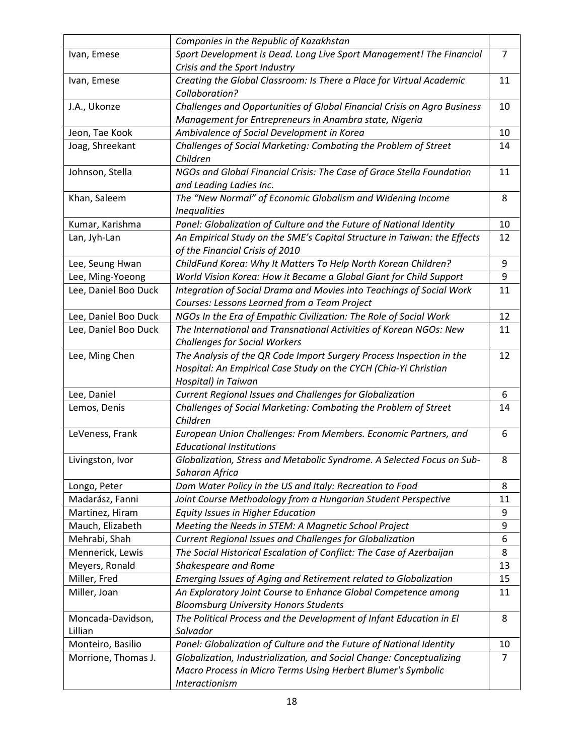| | | |
|---|---|---|
| | *Companies in the Republic of Kazakhstan* | |
| Ivan, Emese | *Sport Development is Dead. Long Live Sport Management! The Financial Crisis and the Sport Industry* | 7 |
| Ivan, Emese | *Creating the Global Classroom: Is There a Place for Virtual Academic Collaboration?* | 11 |
| J.A., Ukonze | *Challenges and Opportunities of Global Financial Crisis on Agro Business Management for Entrepreneurs in Anambra state, Nigeria* | 10 |
| Jeon, Tae Kook | *Ambivalence of Social Development in Korea* | 10 |
| Joag, Shreekant | *Challenges of Social Marketing: Combating the Problem of Street Children* | 14 |
| Johnson, Stella | *NGOs and Global Financial Crisis: The Case of Grace Stella Foundation and Leading Ladies Inc.* | 11 |
| Khan, Saleem | *The "New Normal" of Economic Globalism and Widening Income Inequalities* | 8 |
| Kumar, Karishma | *Panel: Globalization of Culture and the Future of National Identity* | 10 |
| Lan, Jyh-Lan | *An Empirical Study on the SME's Capital Structure in Taiwan: the Effects of the Financial Crisis of 2010* | 12 |
| Lee, Seung Hwan | *ChildFund Korea: Why It Matters To Help North Korean Children?* | 9 |
| Lee, Ming-Yoeong | *World Vision Korea: How it Became a Global Giant for Child Support* | 9 |
| Lee, Daniel Boo Duck | *Integration of Social Drama and Movies into Teachings of Social Work Courses: Lessons Learned from a Team Project* | 11 |
| Lee, Daniel Boo Duck | *NGOs In the Era of Empathic Civilization: The Role of Social Work* | 12 |
| Lee, Daniel Boo Duck | *The International and Transnational Activities of Korean NGOs: New Challenges for Social Workers* | 11 |
| Lee, Ming Chen | *The Analysis of the QR Code Import Surgery Process Inspection in the Hospital: An Empirical Case Study on the CYCH (Chia-Yi Christian Hospital) in Taiwan* | 12 |
| Lee, Daniel | *Current Regional Issues and Challenges for Globalization* | 6 |
| Lemos, Denis | *Challenges of Social Marketing: Combating the Problem of Street Children* | 14 |
| LeVeness, Frank | *European Union Challenges: From Members. Economic Partners, and Educational Institutions* | 6 |
| Livingston, Ivor | *Globalization, Stress and Metabolic Syndrome. A Selected Focus on Sub-Saharan Africa* | 8 |
| Longo, Peter | *Dam Water Policy in the US and Italy: Recreation to Food* | 8 |
| Madarász, Fanni | *Joint Course Methodology from a Hungarian Student Perspective* | 11 |
| Martinez, Hiram | *Equity Issues in Higher Education* | 9 |
| Mauch, Elizabeth | *Meeting the Needs in STEM: A Magnetic School Project* | 9 |
| Mehrabi, Shah | *Current Regional Issues and Challenges for Globalization* | 6 |
| Mennerick, Lewis | *The Social Historical Escalation of Conflict: The Case of Azerbaijan* | 8 |
| Meyers, Ronald | *Shakespeare and Rome* | 13 |
| Miller, Fred | *Emerging Issues of Aging and Retirement related to Globalization* | 15 |
| Miller, Joan | *An Exploratory Joint Course to Enhance Global Competence among Bloomsburg University Honors Students* | 11 |
| Moncada-Davidson, Lillian | *The Political Process and the Development of Infant Education in El Salvador* | 8 |
| Monteiro, Basilio | *Panel: Globalization of Culture and the Future of National Identity* | 10 |
| Morrione, Thomas J. | *Globalization, Industrialization, and Social Change: Conceptualizing Macro Process in Micro Terms Using Herbert Blumer's Symbolic Interactionism* | 7 |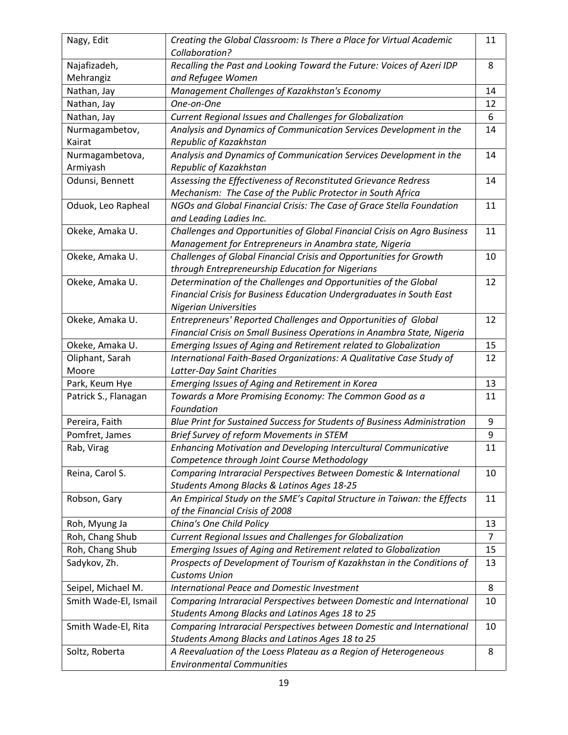| | | |
|---|---|---|
| Nagy, Edit | *Creating the Global Classroom: Is There a Place for Virtual Academic Collaboration?* | 11 |
| Najafizadeh, Mehrangiz | *Recalling the Past and Looking Toward the Future: Voices of Azeri IDP and Refugee Women* | 8 |
| Nathan, Jay | *Management Challenges of Kazakhstan's Economy* | 14 |
| Nathan, Jay | *One-on-One* | 12 |
| Nathan, Jay | *Current Regional Issues and Challenges for Globalization* | 6 |
| Nurmagambetov, Kairat | *Analysis and Dynamics of Communication Services Development in the Republic of Kazakhstan* | 14 |
| Nurmagambetova, Armiyash | *Analysis and Dynamics of Communication Services Development in the Republic of Kazakhstan* | 14 |
| Odunsi, Bennett | *Assessing the Effectiveness of Reconstituted Grievance Redress Mechanism: The Case of the Public Protector in South Africa* | 14 |
| Oduok, Leo Rapheal | *NGOs and Global Financial Crisis: The Case of Grace Stella Foundation and Leading Ladies Inc.* | 11 |
| Okeke, Amaka U. | *Challenges and Opportunities of Global Financial Crisis on Agro Business Management for Entrepreneurs in Anambra state, Nigeria* | 11 |
| Okeke, Amaka U. | *Challenges of Global Financial Crisis and Opportunities for Growth through Entrepreneurship Education for Nigerians* | 10 |
| Okeke, Amaka U. | *Determination of the Challenges and Opportunities of the Global Financial Crisis for Business Education Undergraduates in South East Nigerian Universities* | 12 |
| Okeke, Amaka U. | *Entrepreneurs' Reported Challenges and Opportunities of Global Financial Crisis on Small Business Operations in Anambra State, Nigeria* | 12 |
| Okeke, Amaka U. | *Emerging Issues of Aging and Retirement related to Globalization* | 15 |
| Oliphant, Sarah Moore | *International Faith-Based Organizations: A Qualitative Case Study of Latter-Day Saint Charities* | 12 |
| Park, Keum Hye | *Emerging Issues of Aging and Retirement in Korea* | 13 |
| Patrick S., Flanagan | *Towards a More Promising Economy: The Common Good as a Foundation* | 11 |
| Pereira, Faith | *Blue Print for Sustained Success for Students of Business Administration* | 9 |
| Pomfret, James | *Brief Survey of reform Movements in STEM* | 9 |
| Rab, Virag | *Enhancing Motivation and Developing Intercultural Communicative Competence through Joint Course Methodology* | 11 |
| Reina, Carol S. | *Comparing Intraracial Perspectives Between Domestic & International Students Among Blacks & Latinos Ages 18-25* | 10 |
| Robson, Gary | *An Empirical Study on the SME's Capital Structure in Taiwan: the Effects of the Financial Crisis of 2008* | 11 |
| Roh, Myung Ja | *China's One Child Policy* | 13 |
| Roh, Chang Shub | *Current Regional Issues and Challenges for Globalization* | 7 |
| Roh, Chang Shub | *Emerging Issues of Aging and Retirement related to Globalization* | 15 |
| Sadykov, Zh. | *Prospects of Development of Tourism of Kazakhstan in the Conditions of Customs Union* | 13 |
| Seipel, Michael M. | *International Peace and Domestic Investment* | 8 |
| Smith Wade-El, Ismail | *Comparing Intraracial Perspectives between Domestic and International Students Among Blacks and Latinos Ages 18 to 25* | 10 |
| Smith Wade-El, Rita | *Comparing Intraracial Perspectives between Domestic and International Students Among Blacks and Latinos Ages 18 to 25* | 10 |
| Soltz, Roberta | *A Reevaluation of the Loess Plateau as a Region of Heterogeneous Environmental Communities* | 8 |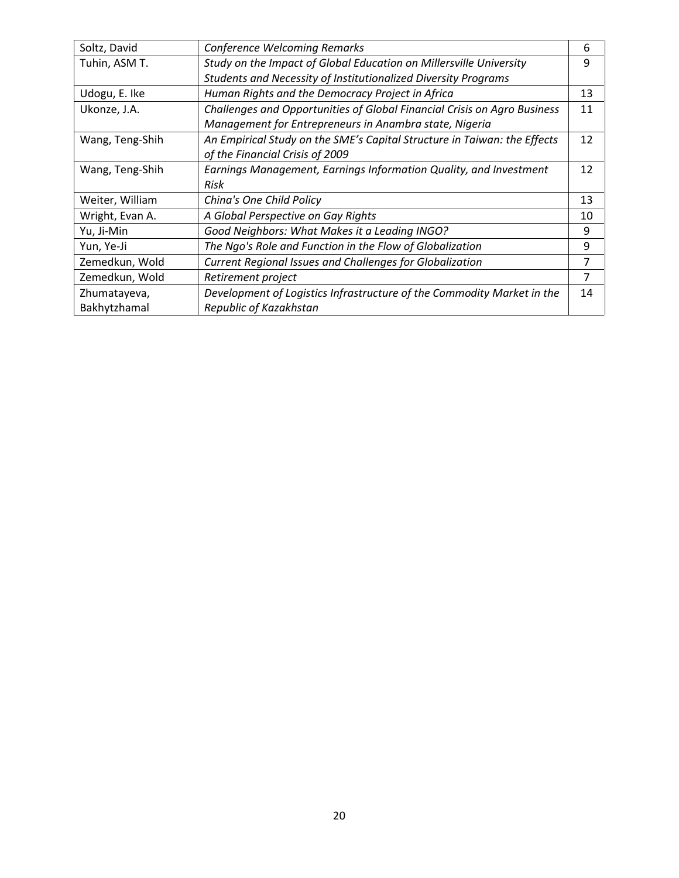| | | |
|---|---|---|
| Soltz, David | *Conference Welcoming Remarks* | 6 |
| Tuhin, ASM T. | *Study on the Impact of Global Education on Millersville University Students and Necessity of Institutionalized Diversity Programs* | 9 |
| Udogu, E. Ike | *Human Rights and the Democracy Project in Africa* | 13 |
| Ukonze, J.A. | *Challenges and Opportunities of Global Financial Crisis on Agro Business Management for Entrepreneurs in Anambra state, Nigeria* | 11 |
| Wang, Teng-Shih | *An Empirical Study on the SME's Capital Structure in Taiwan: the Effects of the Financial Crisis of 2009* | 12 |
| Wang, Teng-Shih | *Earnings Management, Earnings Information Quality, and Investment Risk* | 12 |
| Weiter, William | *China's One Child Policy* | 13 |
| Wright, Evan A. | *A Global Perspective on Gay Rights* | 10 |
| Yu, Ji-Min | *Good Neighbors: What Makes it a Leading INGO?* | 9 |
| Yun, Ye-Ji | *The Ngo's Role and Function in the Flow of Globalization* | 9 |
| Zemedkun, Wold | *Current Regional Issues and Challenges for Globalization* | 7 |
| Zemedkun, Wold | *Retirement project* | 7 |
| Zhumatayeva, Bakhytzhamal | *Development of Logistics Infrastructure of the Commodity Market in the Republic of Kazakhstan* | 14 |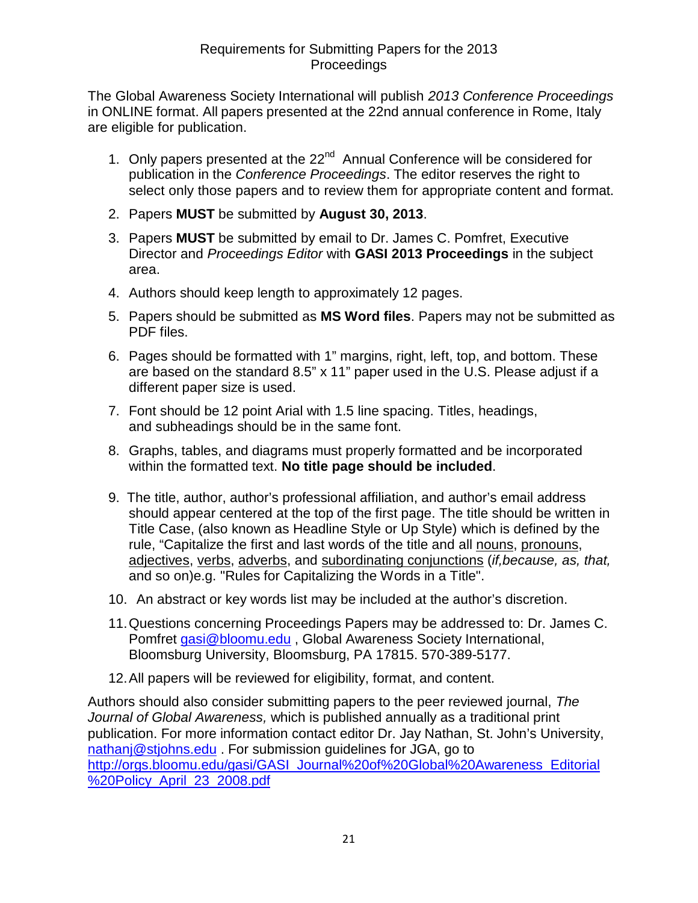# Requirements for Submitting Papers for the 2013 Proceedings

The Global Awareness Society International will publish *2013 Conference Proceedings* in ONLINE format. All papers presented at the 22nd annual conference in Rome, Italy are eligible for publication.

1. Only papers presented at the 22nd Annual Conference will be considered for publication in the *Conference Proceedings*. The editor reserves the right to select only those papers and to review them for appropriate content and format.
2. Papers **MUST** be submitted by **August 30, 2013**.
3. Papers **MUST** be submitted by email to Dr. James C. Pomfret, Executive Director and *Proceedings Editor* with **GASI 2013 Proceedings** in the subject area.
4. Authors should keep length to approximately 12 pages.
5. Papers should be submitted as **MS Word files**. Papers may not be submitted as PDF files.
6. Pages should be formatted with 1" margins, right, left, top, and bottom. These are based on the standard 8.5" x 11" paper used in the U.S. Please adjust if a different paper size is used.
7. Font should be 12 point Arial with 1.5 line spacing. Titles, headings, and subheadings should be in the same font.
8. Graphs, tables, and diagrams must properly formatted and be incorporated within the formatted text. **No title page should be included**.
9. The title, author, author's professional affiliation, and author's email address should appear centered at the top of the first page. The title should be written in Title Case, (also known as Headline Style or Up Style) which is defined by the rule, "Capitalize the first and last words of the title and all nouns, pronouns, adjectives, verbs, adverbs, and subordinating conjunctions (*if,because, as, that,* and so on)e.g. "Rules for Capitalizing the Words in a Title".
10. An abstract or key words list may be included at the author's discretion.
11. Questions concerning Proceedings Papers may be addressed to: Dr. James C. Pomfret gasi@bloomu.edu , Global Awareness Society International, Bloomsburg University, Bloomsburg, PA 17815. 570-389-5177.
12. All papers will be reviewed for eligibility, format, and content.

Authors should also consider submitting papers to the peer reviewed journal, *The Journal of Global Awareness,* which is published annually as a traditional print publication. For more information contact editor Dr. Jay Nathan, St. John's University, nathanj@stjohns.edu . For submission guidelines for JGA, go to http://orgs.bloomu.edu/gasi/GASI_Journal%20of%20Global%20Awareness_Editorial%20Policy_April_23_2008.pdf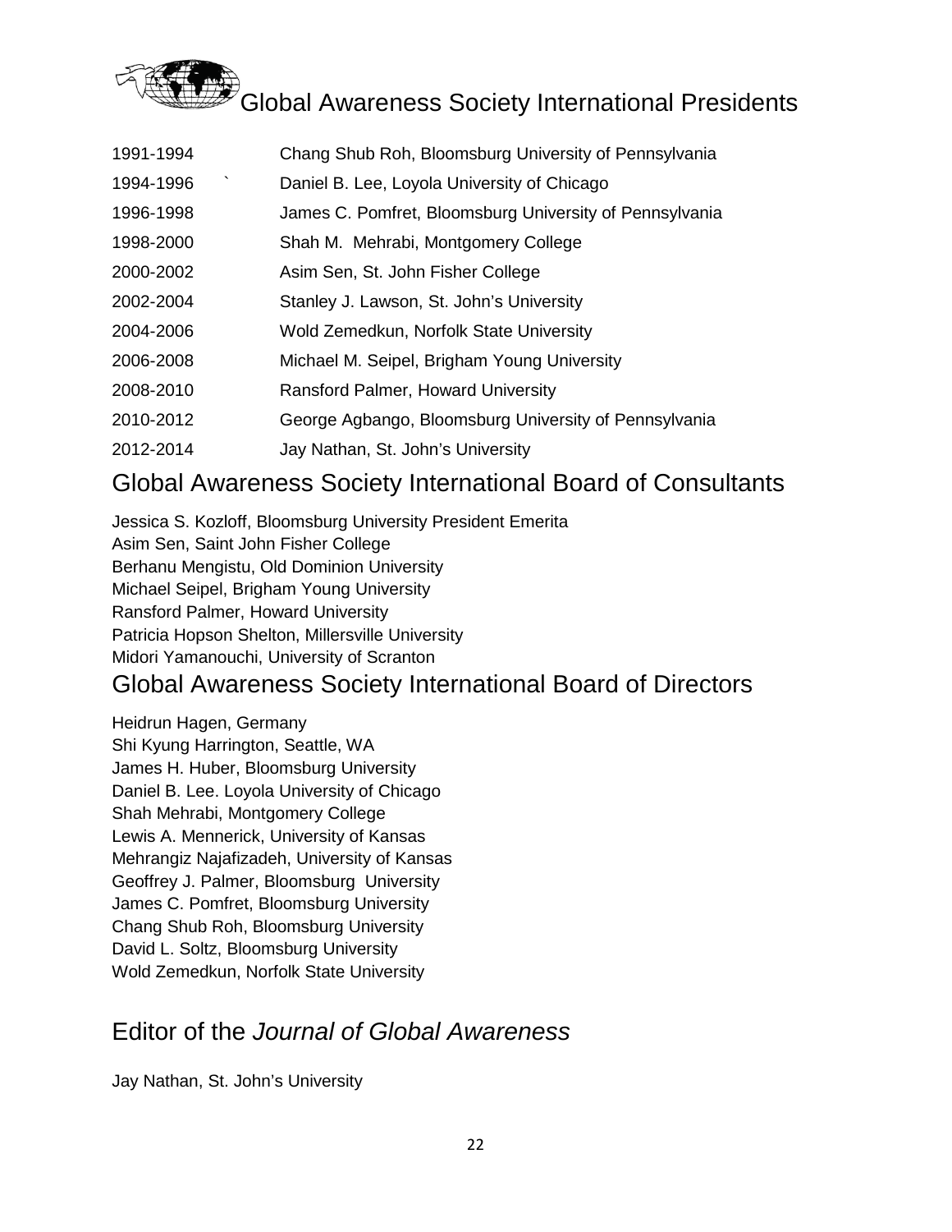# Global Awareness Society International Presidents

| | |
|---|---|
| 1991-1994 | Chang Shub Roh, Bloomsburg University of Pennsylvania |
| 1994-1996 ` | Daniel B. Lee, Loyola University of Chicago |
| 1996-1998 | James C. Pomfret, Bloomsburg University of Pennsylvania |
| 1998-2000 | Shah M. Mehrabi, Montgomery College |
| 2000-2002 | Asim Sen, St. John Fisher College |
| 2002-2004 | Stanley J. Lawson, St. John's University |
| 2004-2006 | Wold Zemedkun, Norfolk State University |
| 2006-2008 | Michael M. Seipel, Brigham Young University |
| 2008-2010 | Ransford Palmer, Howard University |
| 2010-2012 | George Agbango, Bloomsburg University of Pennsylvania |
| 2012-2014 | Jay Nathan, St. John's University |

# Global Awareness Society International Board of Consultants

Jessica S. Kozloff, Bloomsburg University President Emerita  
Asim Sen, Saint John Fisher College  
Berhanu Mengistu, Old Dominion University  
Michael Seipel, Brigham Young University  
Ransford Palmer, Howard University  
Patricia Hopson Shelton, Millersville University  
Midori Yamanouchi, University of Scranton

# Global Awareness Society International Board of Directors

Heidrun Hagen, Germany  
Shi Kyung Harrington, Seattle, WA  
James H. Huber, Bloomsburg University  
Daniel B. Lee. Loyola University of Chicago  
Shah Mehrabi, Montgomery College  
Lewis A. Mennerick, University of Kansas  
Mehrangiz Najafizadeh, University of Kansas  
Geoffrey J. Palmer, Bloomsburg University  
James C. Pomfret, Bloomsburg University  
Chang Shub Roh, Bloomsburg University  
David L. Soltz, Bloomsburg University  
Wold Zemedkun, Norfolk State University

# Editor of the *Journal of Global Awareness*

Jay Nathan, St. John's University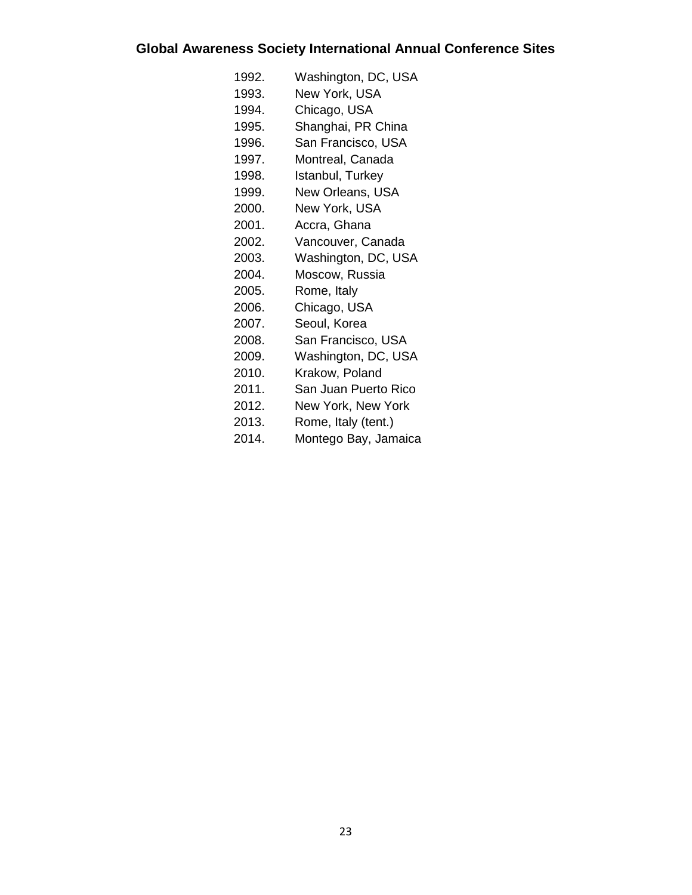# Global Awareness Society International Annual Conference Sites

1992. Washington, DC, USA
1993. New York, USA
1994. Chicago, USA
1995. Shanghai, PR China
1996. San Francisco, USA
1997. Montreal, Canada
1998. Istanbul, Turkey
1999. New Orleans, USA
2000. New York, USA
2001. Accra, Ghana
2002. Vancouver, Canada
2003. Washington, DC, USA
2004. Moscow, Russia
2005. Rome, Italy
2006. Chicago, USA
2007. Seoul, Korea
2008. San Francisco, USA
2009. Washington, DC, USA
2010. Krakow, Poland
2011. San Juan Puerto Rico
2012. New York, New York
2013. Rome, Italy (tent.)
2014. Montego Bay, Jamaica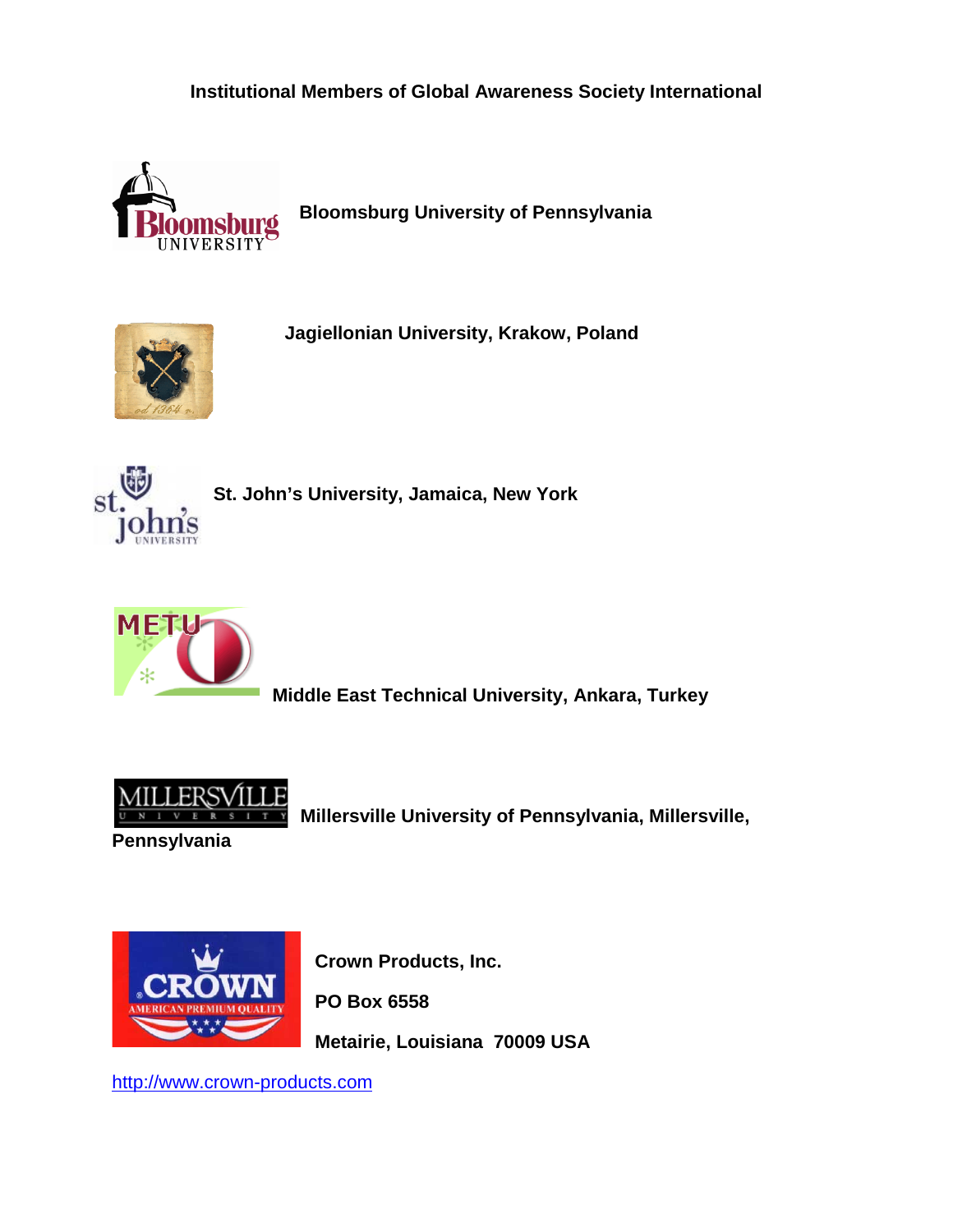**Institutional Members of Global Awareness Society International**

**Bloomsburg University of Pennsylvania**

**Jagiellonian University, Krakow, Poland**

**St. John's University, Jamaica, New York**

**Middle East Technical University, Ankara, Turkey**

**Millersville University of Pennsylvania, Millersville, Pennsylvania**

**Crown Products, Inc.**

**PO Box 6558**

**Metairie, Louisiana 70009 USA**

http://www.crown-products.com